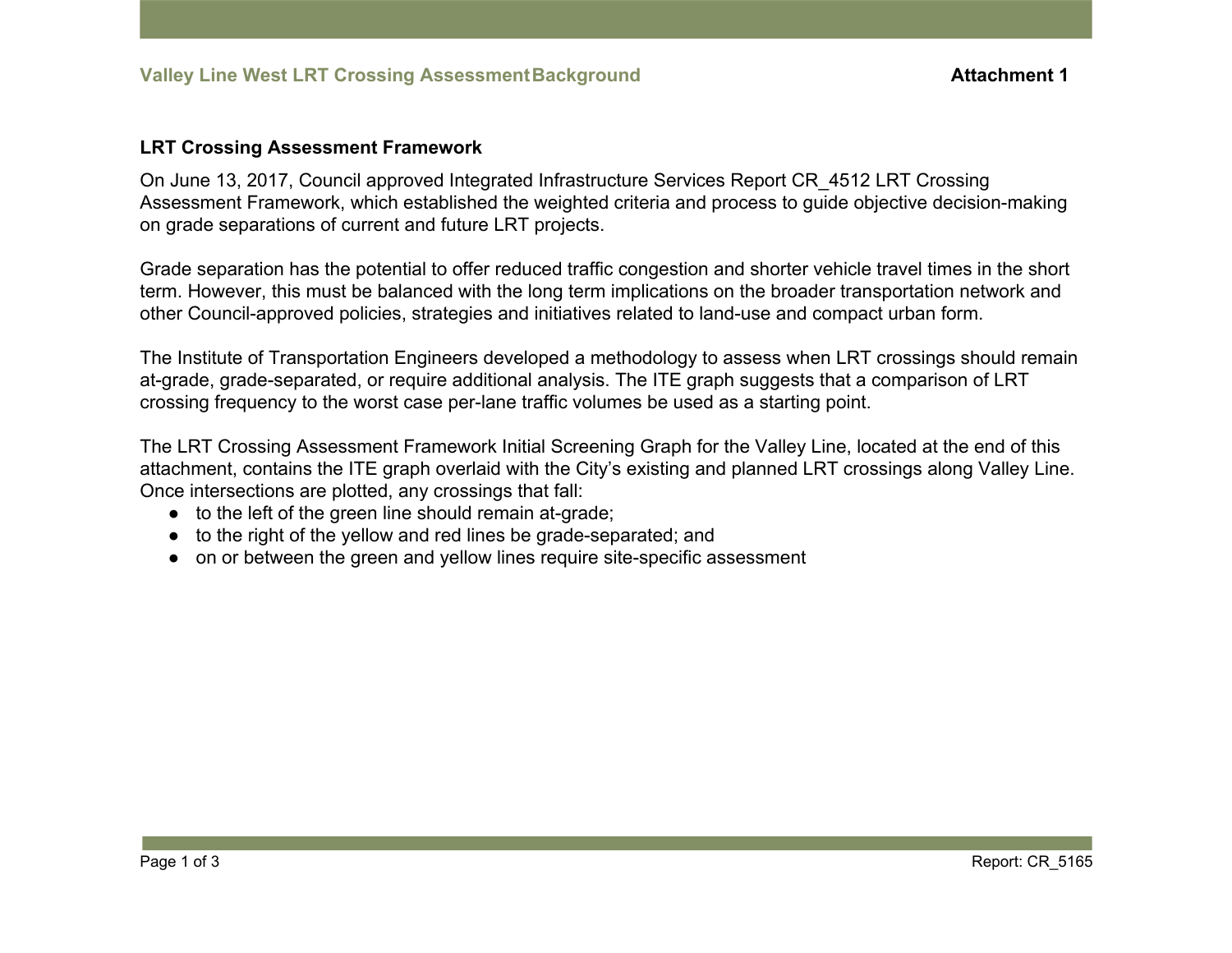## LRT Crossing Assessment Framework

On June 13, 2017, Council approved Integrated Infrastructure Services Report CR_4512 LRT Crossing Assessment Framework, which established the weighted criteria and process to guide objective decision-making on grade separations of current and future LRT projects.

Grade separation has the potential to offer reduced traffic congestion and shorter vehicle travel times in the short term. However, this must be balanced with the long term implications on the broader transportation network and other Council-approved policies, strategies and initiatives related to land-use and compact urban form.

The Institute of Transportation Engineers developed a methodology to assess when LRT crossings should remain at-grade, grade-separated, or require additional analysis. The ITE graph suggests that a comparison of LRT crossing frequency to the worst case per-lane traffic volumes be used as a starting point.

The LRT Crossing Assessment Framework Initial Screening Graph for the Valley Line, located at the end of this attachment, contains the ITE graph overlaid with the City's existing and planned LRT crossings along Valley Line. Once intersections are plotted, any crossings that fall:

- to the left of the green line should remain at-grade;
- to the right of the yellow and red lines be grade-separated; and
- on or between the green and yellow lines require site-specific assessment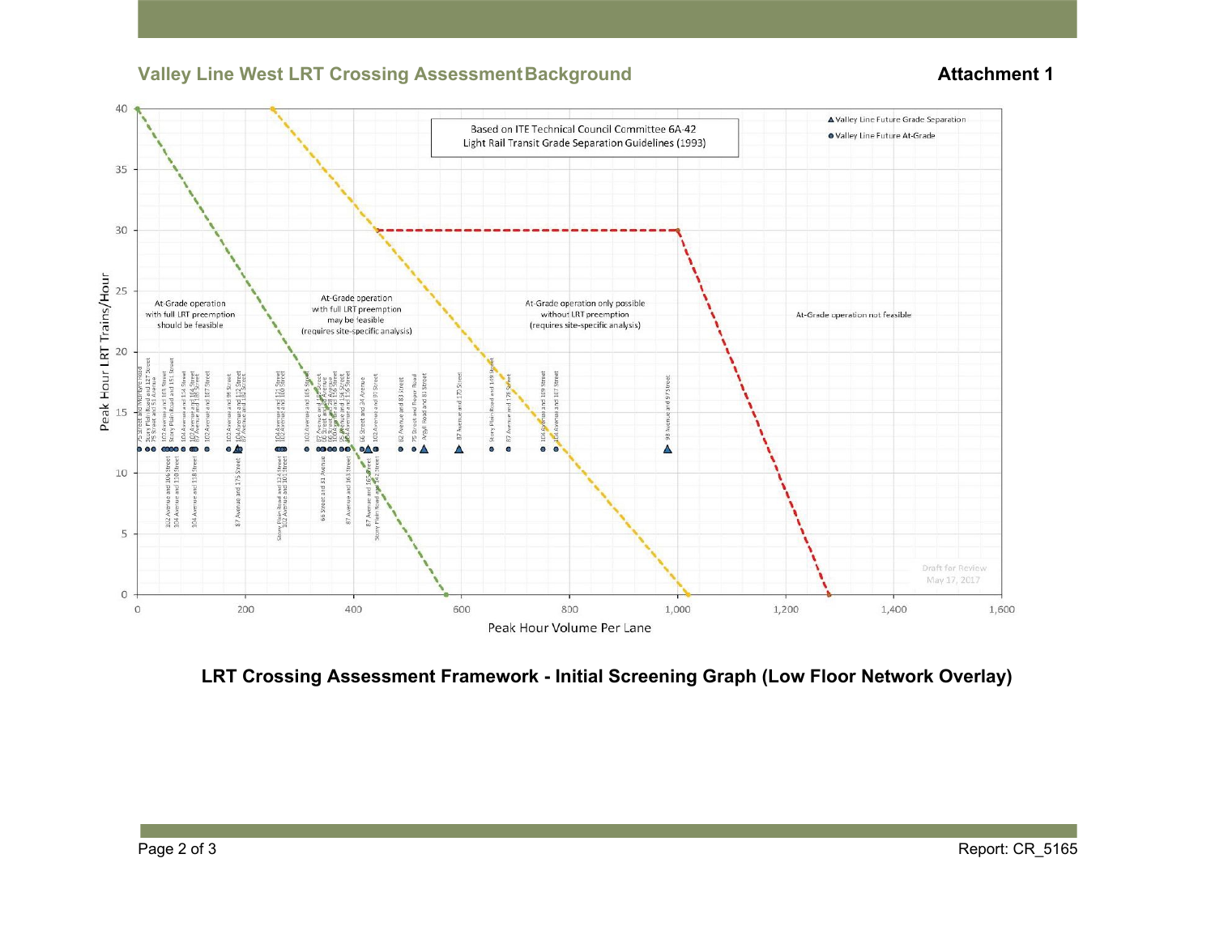## Valley Line West LRT Crossing Assessment Background

**Attachment 1**

Based on ITE Technical Council Committee 6A-42
Light Rail Transit Grade Separation Guidelines (1993)

▲ Valley Line Future Grade Separation
● Valley Line Future At-Grade

At-Grade operation with full LRT preemption should be feasible

At-Grade operation with full LRT preemption may be feasible (requires site-specific analysis)

At-Grade operation only possible without LRT preemption (requires site-specific analysis)

At-Grade operation not feasible

Peak Hour LRT Trains/Hour

Peak Hour Volume Per Lane

Draft for Review
May 17, 2017

**LRT Crossing Assessment Framework - Initial Screening Graph (Low Floor Network Overlay)**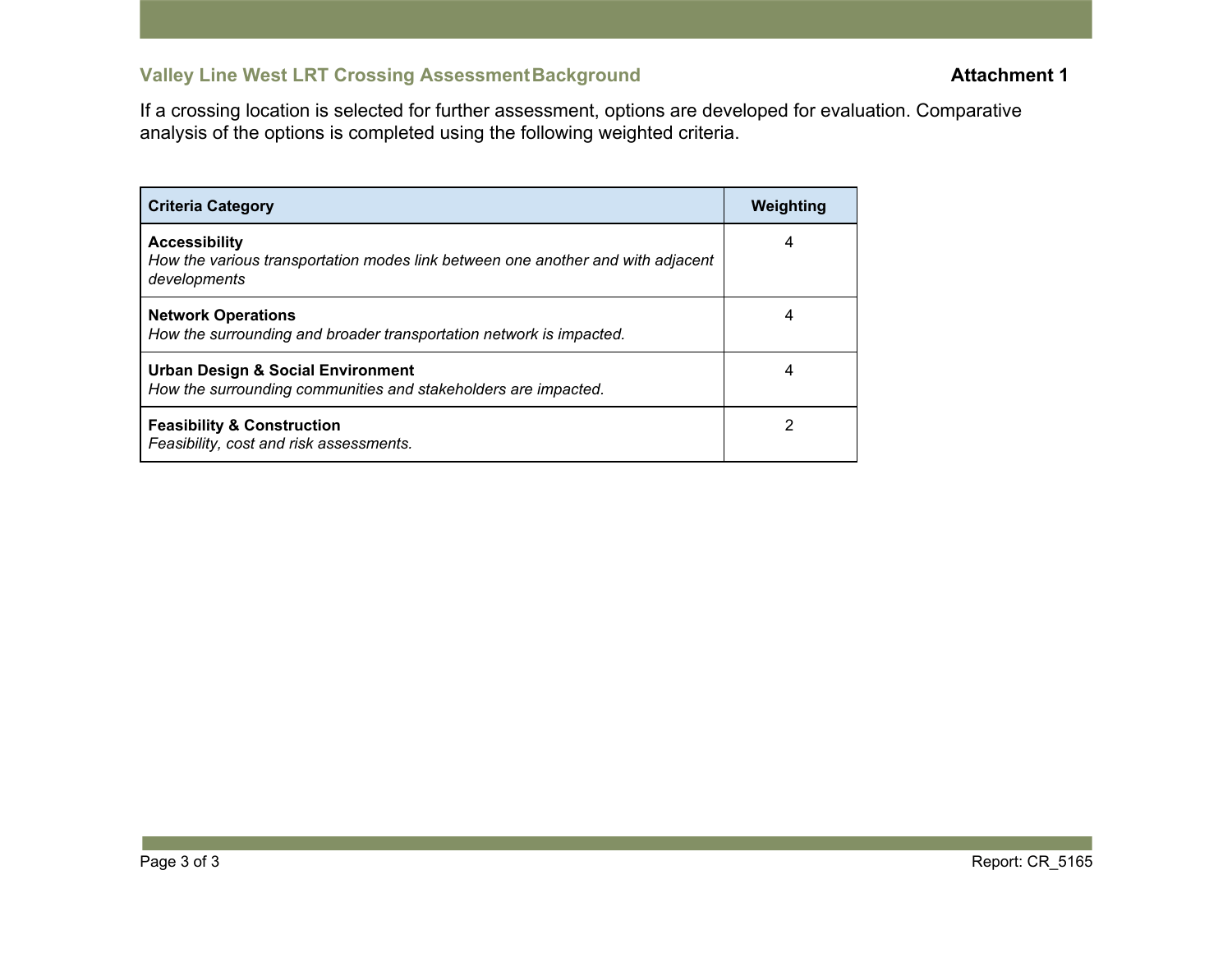If a crossing location is selected for further assessment, options are developed for evaluation. Comparative analysis of the options is completed using the following weighted criteria.

| Criteria Category | Weighting |
|---|---|
| **Accessibility**<br>*How the various transportation modes link between one another and with adjacent developments* | 4 |
| **Network Operations**<br>*How the surrounding and broader transportation network is impacted.* | 4 |
| **Urban Design & Social Environment**<br>*How the surrounding communities and stakeholders are impacted.* | 4 |
| **Feasibility & Construction**<br>*Feasibility, cost and risk assessments.* | 2 |